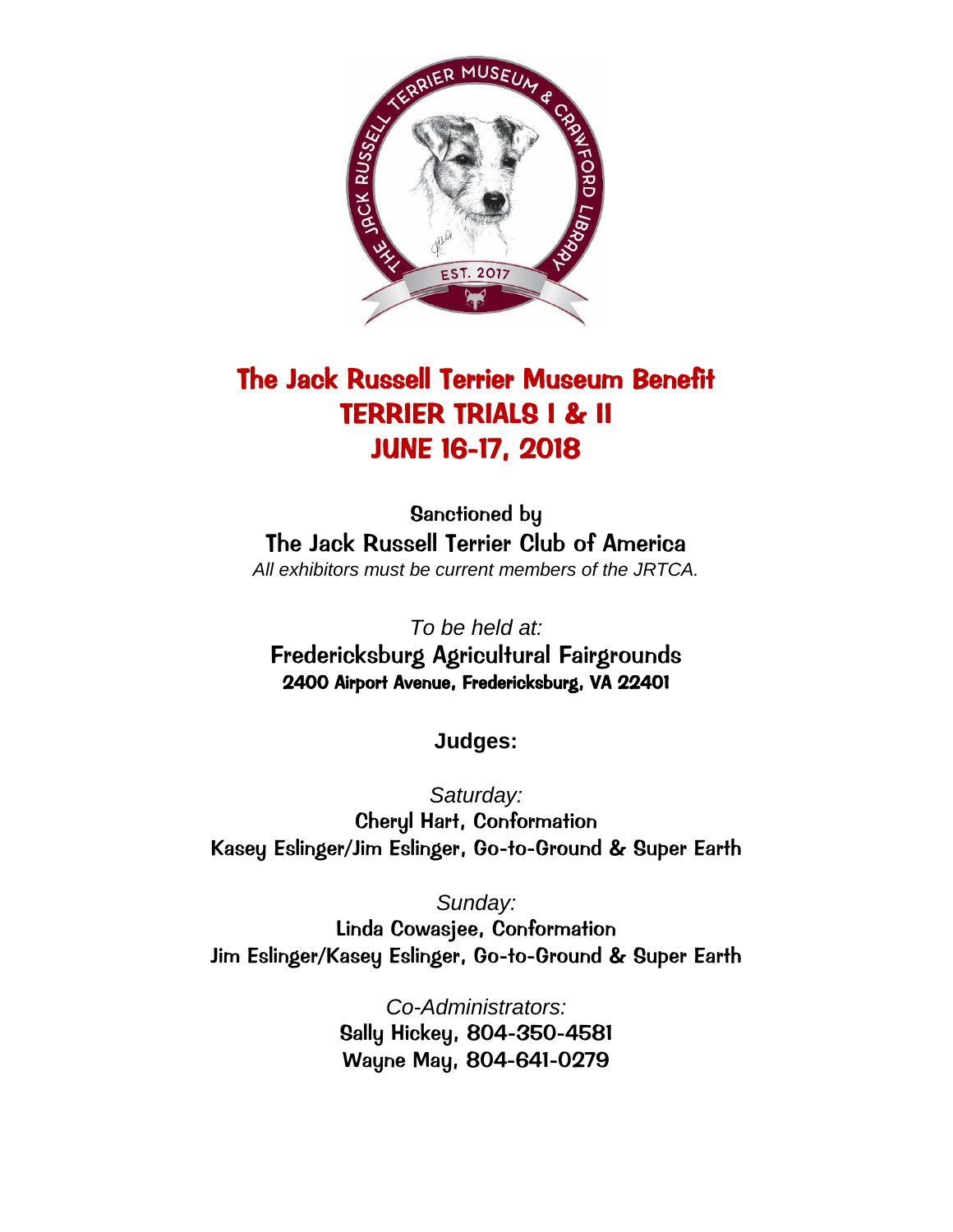# The Jack Russell Terrier Museum Benefit
# TERRIER TRIALS I & II
# JUNE 16-17, 2018

Sanctioned by
**The Jack Russell Terrier Club of America**
*All exhibitors must be current members of the JRTCA.*

*To be held at:*
**Fredericksburg Agricultural Fairgrounds**
**2400 Airport Avenue, Fredericksburg, VA 22401**

**Judges:**

*Saturday:*
Cheryl Hart, Conformation
Kasey Eslinger/Jim Eslinger, Go-to-Ground & Super Earth

*Sunday:*
Linda Cowasjee, Conformation
Jim Eslinger/Kasey Eslinger, Go-to-Ground & Super Earth

*Co-Administrators:*
Sally Hickey, 804-350-4581
Wayne May, 804-641-0279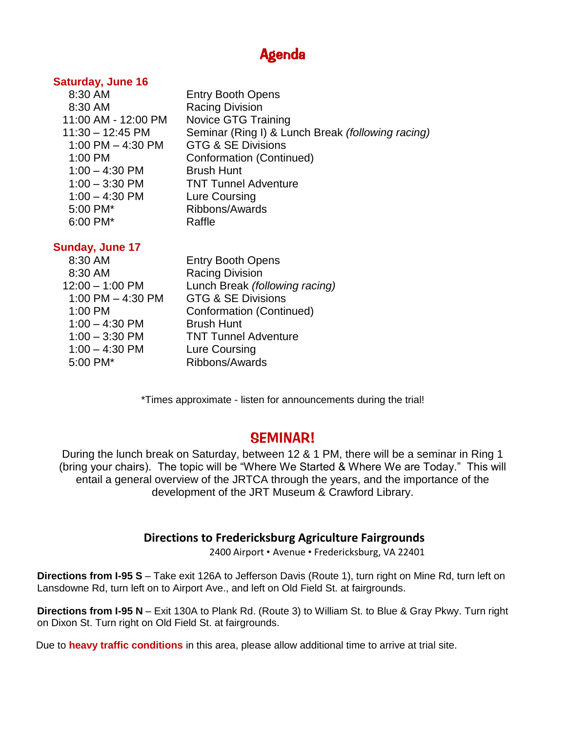# Agenda

**Saturday, June 16**

| | |
|---|---|
| 8:30 AM | Entry Booth Opens |
| 8:30 AM | Racing Division |
| 11:00 AM - 12:00 PM | Novice GTG Training |
| 11:30 – 12:45 PM | Seminar (Ring I) & Lunch Break *(following racing)* |
| 1:00 PM – 4:30 PM | GTG & SE Divisions |
| 1:00 PM | Conformation (Continued) |
| 1:00 – 4:30 PM | Brush Hunt |
| 1:00 – 3:30 PM | TNT Tunnel Adventure |
| 1:00 – 4:30 PM | Lure Coursing |
| 5:00 PM* | Ribbons/Awards |
| 6:00 PM* | Raffle |

**Sunday, June 17**

| | |
|---|---|
| 8:30 AM | Entry Booth Opens |
| 8:30 AM | Racing Division |
| 12:00 – 1:00 PM | Lunch Break *(following racing)* |
| 1:00 PM – 4:30 PM | GTG & SE Divisions |
| 1:00 PM | Conformation (Continued) |
| 1:00 – 4:30 PM | Brush Hunt |
| 1:00 – 3:30 PM | TNT Tunnel Adventure |
| 1:00 – 4:30 PM | Lure Coursing |
| 5:00 PM* | Ribbons/Awards |

*Times approximate - listen for announcements during the trial!

## SEMINAR!

During the lunch break on Saturday, between 12 & 1 PM, there will be a seminar in Ring 1 (bring your chairs). The topic will be "Where We Started & Where We are Today." This will entail a general overview of the JRTCA through the years, and the importance of the development of the JRT Museum & Crawford Library.

### Directions to Fredericksburg Agriculture Fairgrounds

2400 Airport • Avenue • Fredericksburg, VA 22401

**Directions from I-95 S** – Take exit 126A to Jefferson Davis (Route 1), turn right on Mine Rd, turn left on Lansdowne Rd, turn left on to Airport Ave., and left on Old Field St. at fairgrounds.

**Directions from I-95 N** – Exit 130A to Plank Rd. (Route 3) to William St. to Blue & Gray Pkwy. Turn right on Dixon St. Turn right on Old Field St. at fairgrounds.

Due to **heavy traffic conditions** in this area, please allow additional time to arrive at trial site.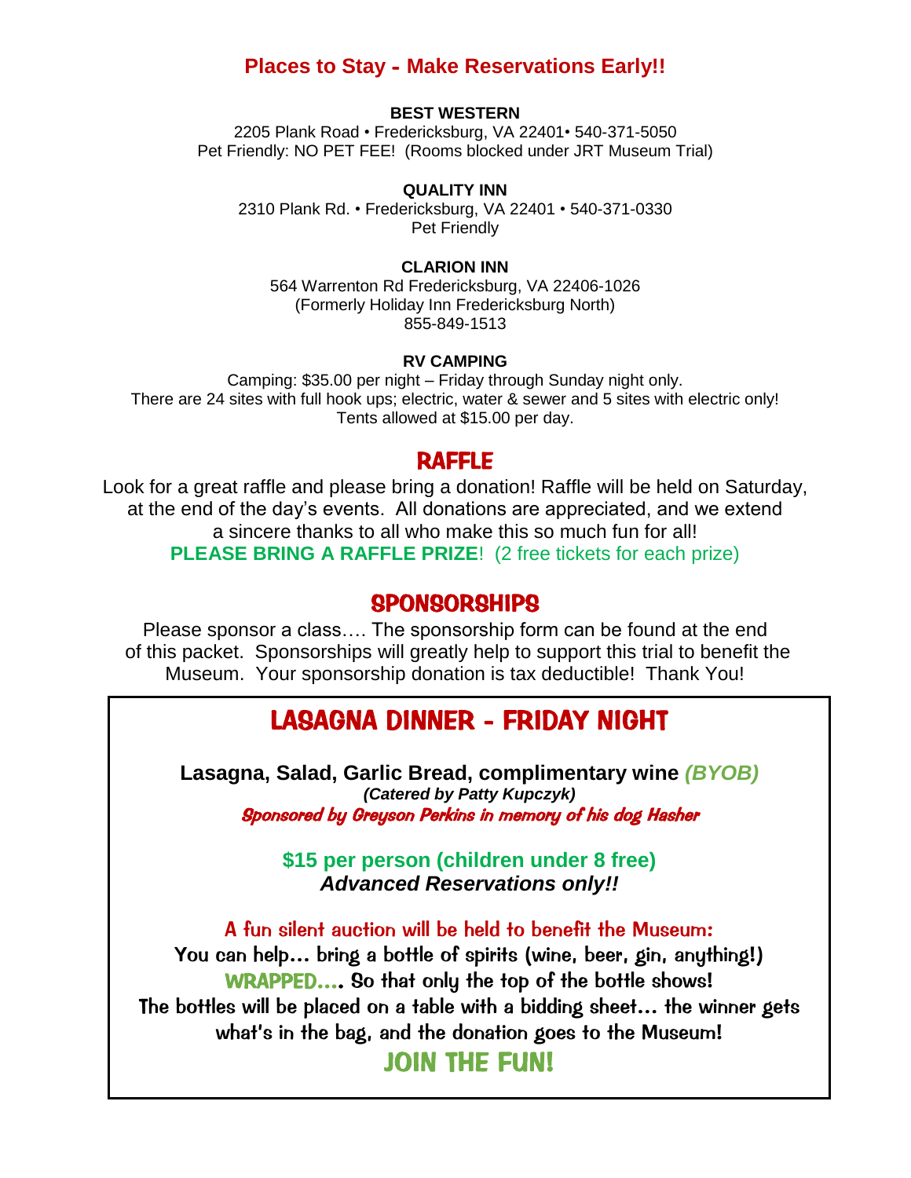## Places to Stay - Make Reservations Early!!

**BEST WESTERN**
2205 Plank Road • Fredericksburg, VA 22401• 540-371-5050
Pet Friendly: NO PET FEE! (Rooms blocked under JRT Museum Trial)

**QUALITY INN**
2310 Plank Rd. • Fredericksburg, VA 22401 • 540-371-0330
Pet Friendly

**CLARION INN**
564 Warrenton Rd Fredericksburg, VA 22406-1026
(Formerly Holiday Inn Fredericksburg North)
855-849-1513

**RV CAMPING**
Camping: $35.00 per night – Friday through Sunday night only.
There are 24 sites with full hook ups; electric, water & sewer and 5 sites with electric only!
Tents allowed at $15.00 per day.

## RAFFLE

Look for a great raffle and please bring a donation! Raffle will be held on Saturday, at the end of the day's events. All donations are appreciated, and we extend a sincere thanks to all who make this so much fun for all!
**PLEASE BRING A RAFFLE PRIZE**! (2 free tickets for each prize)

## SPONSORSHIPS

Please sponsor a class…. The sponsorship form can be found at the end of this packet. Sponsorships will greatly help to support this trial to benefit the Museum. Your sponsorship donation is tax deductible! Thank You!

## LASAGNA DINNER - FRIDAY NIGHT

**Lasagna, Salad, Garlic Bread, complimentary wine** ***(BYOB)***
***(Catered by Patty Kupczyk)***
*Sponsored by Greyson Perkins in memory of his dog Hasher*

**$15 per person (children under 8 free)**
***Advanced Reservations only!!***

A fun silent auction will be held to benefit the Museum:
You can help… bring a bottle of spirits (wine, beer, gin, anything!)
WRAPPED…. So that only the top of the bottle shows!
The bottles will be placed on a table with a bidding sheet… the winner gets what's in the bag, and the donation goes to the Museum!

**JOIN THE FUN!**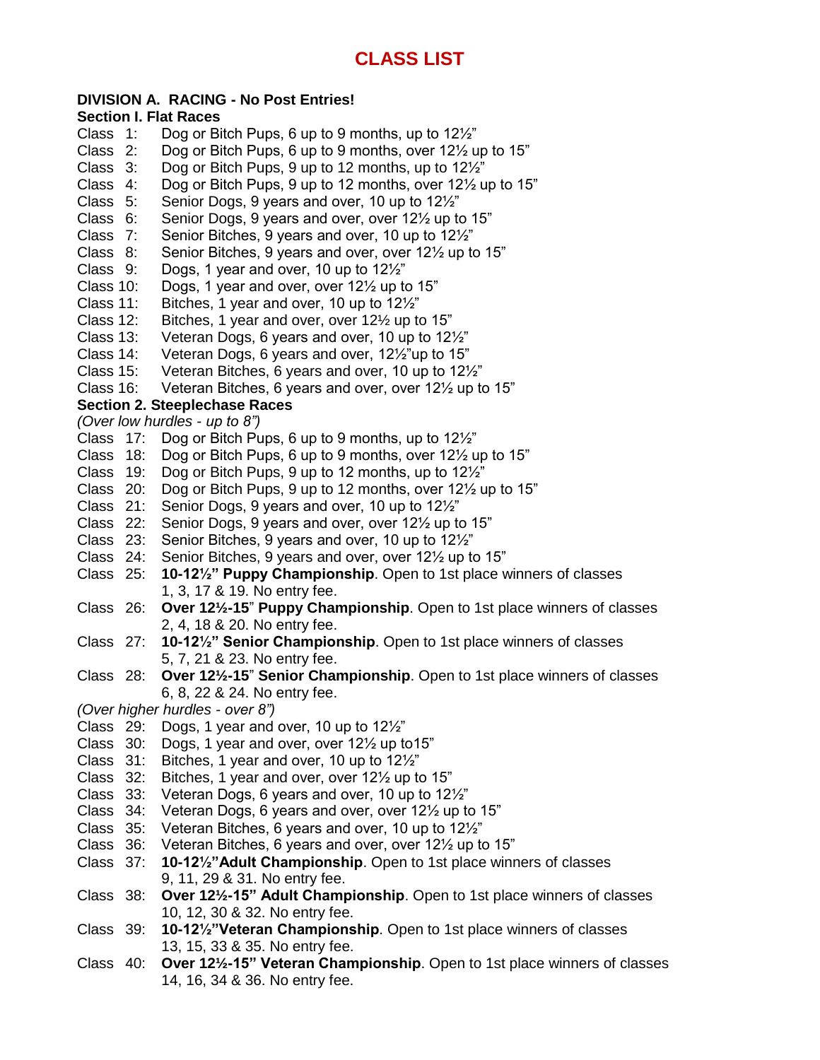# CLASS LIST

**DIVISION A. RACING - No Post Entries!**

**Section I. Flat Races**

Class 1: Dog or Bitch Pups, 6 up to 9 months, up to 12½"
Class 2: Dog or Bitch Pups, 6 up to 9 months, over 12½ up to 15"
Class 3: Dog or Bitch Pups, 9 up to 12 months, up to 12½"
Class 4: Dog or Bitch Pups, 9 up to 12 months, over 12½ up to 15"
Class 5: Senior Dogs, 9 years and over, 10 up to 12½"
Class 6: Senior Dogs, 9 years and over, over 12½ up to 15"
Class 7: Senior Bitches, 9 years and over, 10 up to 12½"
Class 8: Senior Bitches, 9 years and over, over 12½ up to 15"
Class 9: Dogs, 1 year and over, 10 up to 12½"
Class 10: Dogs, 1 year and over, over 12½ up to 15"
Class 11: Bitches, 1 year and over, 10 up to 12½"
Class 12: Bitches, 1 year and over, over 12½ up to 15"
Class 13: Veteran Dogs, 6 years and over, 10 up to 12½"
Class 14: Veteran Dogs, 6 years and over, 12½"up to 15"
Class 15: Veteran Bitches, 6 years and over, 10 up to 12½"
Class 16: Veteran Bitches, 6 years and over, over 12½ up to 15"

**Section 2. Steeplechase Races**

*(Over low hurdles - up to 8")*

Class 17: Dog or Bitch Pups, 6 up to 9 months, up to 12½"
Class 18: Dog or Bitch Pups, 6 up to 9 months, over 12½ up to 15"
Class 19: Dog or Bitch Pups, 9 up to 12 months, up to 12½"
Class 20: Dog or Bitch Pups, 9 up to 12 months, over 12½ up to 15"
Class 21: Senior Dogs, 9 years and over, 10 up to 12½"
Class 22: Senior Dogs, 9 years and over, over 12½ up to 15"
Class 23: Senior Bitches, 9 years and over, 10 up to 12½"
Class 24: Senior Bitches, 9 years and over, over 12½ up to 15"
Class 25: **10-12½" Puppy Championship**. Open to 1st place winners of classes 1, 3, 17 & 19. No entry fee.
Class 26: **Over 12½-15" Puppy Championship**. Open to 1st place winners of classes 2, 4, 18 & 20. No entry fee.
Class 27: **10-12½" Senior Championship**. Open to 1st place winners of classes 5, 7, 21 & 23. No entry fee.
Class 28: **Over 12½-15" Senior Championship**. Open to 1st place winners of classes 6, 8, 22 & 24. No entry fee.

*(Over higher hurdles - over 8")*

Class 29: Dogs, 1 year and over, 10 up to 12½"
Class 30: Dogs, 1 year and over, over 12½ up to15"
Class 31: Bitches, 1 year and over, 10 up to 12½"
Class 32: Bitches, 1 year and over, over 12½ up to 15"
Class 33: Veteran Dogs, 6 years and over, 10 up to 12½"
Class 34: Veteran Dogs, 6 years and over, over 12½ up to 15"
Class 35: Veteran Bitches, 6 years and over, 10 up to 12½"
Class 36: Veteran Bitches, 6 years and over, over 12½ up to 15"
Class 37: **10-12½"Adult Championship**. Open to 1st place winners of classes 9, 11, 29 & 31. No entry fee.
Class 38: **Over 12½-15" Adult Championship**. Open to 1st place winners of classes 10, 12, 30 & 32. No entry fee.
Class 39: **10-12½"Veteran Championship**. Open to 1st place winners of classes 13, 15, 33 & 35. No entry fee.
Class 40: **Over 12½-15" Veteran Championship**. Open to 1st place winners of classes 14, 16, 34 & 36. No entry fee.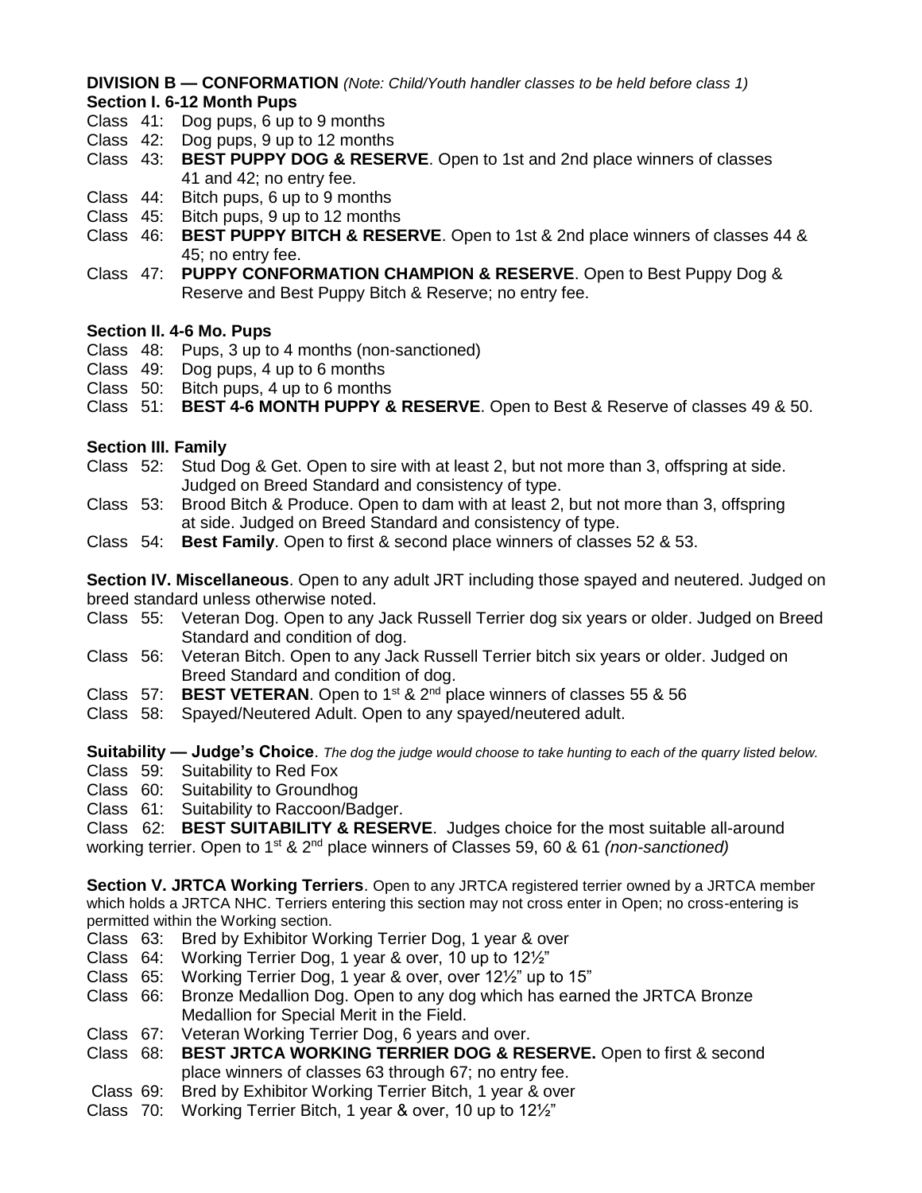**DIVISION B — CONFORMATION** *(Note: Child/Youth handler classes to be held before class 1)*

**Section I. 6-12 Month Pups**

Class 41: Dog pups, 6 up to 9 months
Class 42: Dog pups, 9 up to 12 months
Class 43: **BEST PUPPY DOG & RESERVE**. Open to 1st and 2nd place winners of classes 41 and 42; no entry fee.
Class 44: Bitch pups, 6 up to 9 months
Class 45: Bitch pups, 9 up to 12 months
Class 46: **BEST PUPPY BITCH & RESERVE**. Open to 1st & 2nd place winners of classes 44 & 45; no entry fee.
Class 47: **PUPPY CONFORMATION CHAMPION & RESERVE**. Open to Best Puppy Dog & Reserve and Best Puppy Bitch & Reserve; no entry fee.

**Section II. 4-6 Mo. Pups**

Class 48: Pups, 3 up to 4 months (non-sanctioned)
Class 49: Dog pups, 4 up to 6 months
Class 50: Bitch pups, 4 up to 6 months
Class 51: **BEST 4-6 MONTH PUPPY & RESERVE**. Open to Best & Reserve of classes 49 & 50.

**Section III. Family**

Class 52: Stud Dog & Get. Open to sire with at least 2, but not more than 3, offspring at side. Judged on Breed Standard and consistency of type.
Class 53: Brood Bitch & Produce. Open to dam with at least 2, but not more than 3, offspring at side. Judged on Breed Standard and consistency of type.
Class 54: **Best Family**. Open to first & second place winners of classes 52 & 53.

**Section IV. Miscellaneous**. Open to any adult JRT including those spayed and neutered. Judged on breed standard unless otherwise noted.

Class 55: Veteran Dog. Open to any Jack Russell Terrier dog six years or older. Judged on Breed Standard and condition of dog.
Class 56: Veteran Bitch. Open to any Jack Russell Terrier bitch six years or older. Judged on Breed Standard and condition of dog.
Class 57: **BEST VETERAN**. Open to 1st & 2nd place winners of classes 55 & 56
Class 58: Spayed/Neutered Adult. Open to any spayed/neutered adult.

**Suitability — Judge's Choice**. *The dog the judge would choose to take hunting to each of the quarry listed below.*

Class 59: Suitability to Red Fox
Class 60: Suitability to Groundhog
Class 61: Suitability to Raccoon/Badger.
Class 62: **BEST SUITABILITY & RESERVE**. Judges choice for the most suitable all-around working terrier. Open to 1st & 2nd place winners of Classes 59, 60 & 61 *(non-sanctioned)*

**Section V. JRTCA Working Terriers**. Open to any JRTCA registered terrier owned by a JRTCA member which holds a JRTCA NHC. Terriers entering this section may not cross enter in Open; no cross-entering is permitted within the Working section.

Class 63: Bred by Exhibitor Working Terrier Dog, 1 year & over
Class 64: Working Terrier Dog, 1 year & over, 10 up to 12½"
Class 65: Working Terrier Dog, 1 year & over, over 12½" up to 15"
Class 66: Bronze Medallion Dog. Open to any dog which has earned the JRTCA Bronze Medallion for Special Merit in the Field.
Class 67: Veteran Working Terrier Dog, 6 years and over.
Class 68: **BEST JRTCA WORKING TERRIER DOG & RESERVE.** Open to first & second place winners of classes 63 through 67; no entry fee.
Class 69: Bred by Exhibitor Working Terrier Bitch, 1 year & over
Class 70: Working Terrier Bitch, 1 year & over, 10 up to 12½"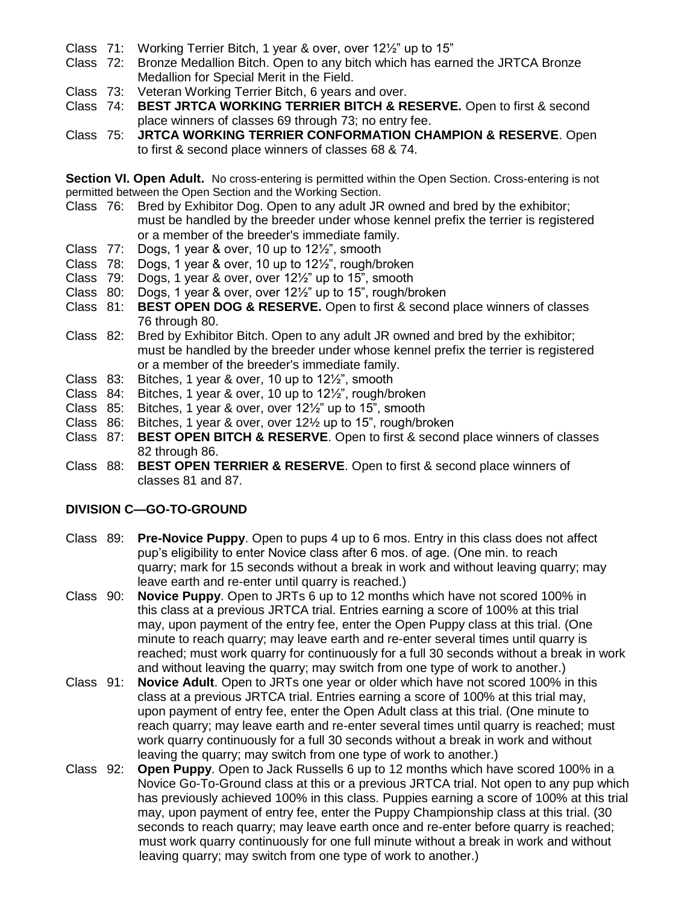Class 71: Working Terrier Bitch, 1 year & over, over 12½" up to 15"

Class 72: Bronze Medallion Bitch. Open to any bitch which has earned the JRTCA Bronze Medallion for Special Merit in the Field.

Class 73: Veteran Working Terrier Bitch, 6 years and over.

Class 74: **BEST JRTCA WORKING TERRIER BITCH & RESERVE.** Open to first & second place winners of classes 69 through 73; no entry fee.

Class 75: **JRTCA WORKING TERRIER CONFORMATION CHAMPION & RESERVE**. Open to first & second place winners of classes 68 & 74.

**Section VI. Open Adult.** No cross-entering is permitted within the Open Section. Cross-entering is not permitted between the Open Section and the Working Section.

Class 76: Bred by Exhibitor Dog. Open to any adult JR owned and bred by the exhibitor; must be handled by the breeder under whose kennel prefix the terrier is registered or a member of the breeder's immediate family.

Class 77: Dogs, 1 year & over, 10 up to 12½", smooth

Class 78: Dogs, 1 year & over, 10 up to 12½", rough/broken

Class 79: Dogs, 1 year & over, over 12½" up to 15", smooth

Class 80: Dogs, 1 year & over, over 12½" up to 15", rough/broken

Class 81: **BEST OPEN DOG & RESERVE.** Open to first & second place winners of classes 76 through 80.

Class 82: Bred by Exhibitor Bitch. Open to any adult JR owned and bred by the exhibitor; must be handled by the breeder under whose kennel prefix the terrier is registered or a member of the breeder's immediate family.

Class 83: Bitches, 1 year & over, 10 up to 12½", smooth

Class 84: Bitches, 1 year & over, 10 up to 12½", rough/broken

Class 85: Bitches, 1 year & over, over 12½" up to 15", smooth

Class 86: Bitches, 1 year & over, over 12½ up to 15", rough/broken

Class 87: **BEST OPEN BITCH & RESERVE**. Open to first & second place winners of classes 82 through 86.

Class 88: **BEST OPEN TERRIER & RESERVE**. Open to first & second place winners of classes 81 and 87.

## DIVISION C—GO-TO-GROUND

Class 89: **Pre-Novice Puppy**. Open to pups 4 up to 6 mos. Entry in this class does not affect pup's eligibility to enter Novice class after 6 mos. of age. (One min. to reach quarry; mark for 15 seconds without a break in work and without leaving quarry; may leave earth and re-enter until quarry is reached.)

Class 90: **Novice Puppy**. Open to JRTs 6 up to 12 months which have not scored 100% in this class at a previous JRTCA trial. Entries earning a score of 100% at this trial may, upon payment of the entry fee, enter the Open Puppy class at this trial. (One minute to reach quarry; may leave earth and re-enter several times until quarry is reached; must work quarry for continuously for a full 30 seconds without a break in work and without leaving the quarry; may switch from one type of work to another.)

Class 91: **Novice Adult**. Open to JRTs one year or older which have not scored 100% in this class at a previous JRTCA trial. Entries earning a score of 100% at this trial may, upon payment of entry fee, enter the Open Adult class at this trial. (One minute to reach quarry; may leave earth and re-enter several times until quarry is reached; must work quarry continuously for a full 30 seconds without a break in work and without leaving the quarry; may switch from one type of work to another.)

Class 92: **Open Puppy**. Open to Jack Russells 6 up to 12 months which have scored 100% in a Novice Go-To-Ground class at this or a previous JRTCA trial. Not open to any pup which has previously achieved 100% in this class. Puppies earning a score of 100% at this trial may, upon payment of entry fee, enter the Puppy Championship class at this trial. (30 seconds to reach quarry; may leave earth once and re-enter before quarry is reached; must work quarry continuously for one full minute without a break in work and without leaving quarry; may switch from one type of work to another.)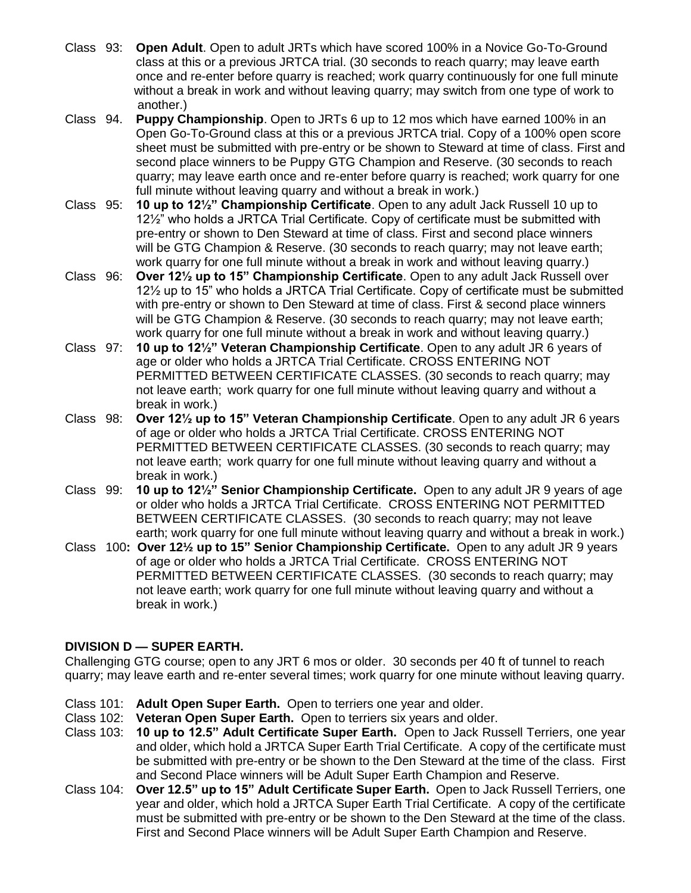Class 93: **Open Adult**. Open to adult JRTs which have scored 100% in a Novice Go-To-Ground class at this or a previous JRTCA trial. (30 seconds to reach quarry; may leave earth once and re-enter before quarry is reached; work quarry continuously for one full minute without a break in work and without leaving quarry; may switch from one type of work to another.)

Class 94. **Puppy Championship**. Open to JRTs 6 up to 12 mos which have earned 100% in an Open Go-To-Ground class at this or a previous JRTCA trial. Copy of a 100% open score sheet must be submitted with pre-entry or be shown to Steward at time of class. First and second place winners to be Puppy GTG Champion and Reserve. (30 seconds to reach quarry; may leave earth once and re-enter before quarry is reached; work quarry for one full minute without leaving quarry and without a break in work.)

Class 95: **10 up to 12½" Championship Certificate**. Open to any adult Jack Russell 10 up to 12½" who holds a JRTCA Trial Certificate. Copy of certificate must be submitted with pre-entry or shown to Den Steward at time of class. First and second place winners will be GTG Champion & Reserve. (30 seconds to reach quarry; may not leave earth; work quarry for one full minute without a break in work and without leaving quarry.)

Class 96: **Over 12½ up to 15" Championship Certificate**. Open to any adult Jack Russell over 12½ up to 15" who holds a JRTCA Trial Certificate. Copy of certificate must be submitted with pre-entry or shown to Den Steward at time of class. First & second place winners will be GTG Champion & Reserve. (30 seconds to reach quarry; may not leave earth; work quarry for one full minute without a break in work and without leaving quarry.)

Class 97: **10 up to 12½" Veteran Championship Certificate**. Open to any adult JR 6 years of age or older who holds a JRTCA Trial Certificate. CROSS ENTERING NOT PERMITTED BETWEEN CERTIFICATE CLASSES. (30 seconds to reach quarry; may not leave earth; work quarry for one full minute without leaving quarry and without a break in work.)

Class 98: **Over 12½ up to 15" Veteran Championship Certificate**. Open to any adult JR 6 years of age or older who holds a JRTCA Trial Certificate. CROSS ENTERING NOT PERMITTED BETWEEN CERTIFICATE CLASSES. (30 seconds to reach quarry; may not leave earth; work quarry for one full minute without leaving quarry and without a break in work.)

Class 99: **10 up to 12½" Senior Championship Certificate.** Open to any adult JR 9 years of age or older who holds a JRTCA Trial Certificate. CROSS ENTERING NOT PERMITTED BETWEEN CERTIFICATE CLASSES. (30 seconds to reach quarry; may not leave earth; work quarry for one full minute without leaving quarry and without a break in work.)

Class 100**: Over 12½ up to 15" Senior Championship Certificate.** Open to any adult JR 9 years of age or older who holds a JRTCA Trial Certificate. CROSS ENTERING NOT PERMITTED BETWEEN CERTIFICATE CLASSES. (30 seconds to reach quarry; may not leave earth; work quarry for one full minute without leaving quarry and without a break in work.)

**DIVISION D — SUPER EARTH.**

Challenging GTG course; open to any JRT 6 mos or older. 30 seconds per 40 ft of tunnel to reach quarry; may leave earth and re-enter several times; work quarry for one minute without leaving quarry.

Class 101: **Adult Open Super Earth.** Open to terriers one year and older.

Class 102: **Veteran Open Super Earth.** Open to terriers six years and older.

Class 103: **10 up to 12.5" Adult Certificate Super Earth.** Open to Jack Russell Terriers, one year and older, which hold a JRTCA Super Earth Trial Certificate. A copy of the certificate must be submitted with pre-entry or be shown to the Den Steward at the time of the class. First and Second Place winners will be Adult Super Earth Champion and Reserve.

Class 104: **Over 12.5" up to 15" Adult Certificate Super Earth.** Open to Jack Russell Terriers, one year and older, which hold a JRTCA Super Earth Trial Certificate. A copy of the certificate must be submitted with pre-entry or be shown to the Den Steward at the time of the class. First and Second Place winners will be Adult Super Earth Champion and Reserve.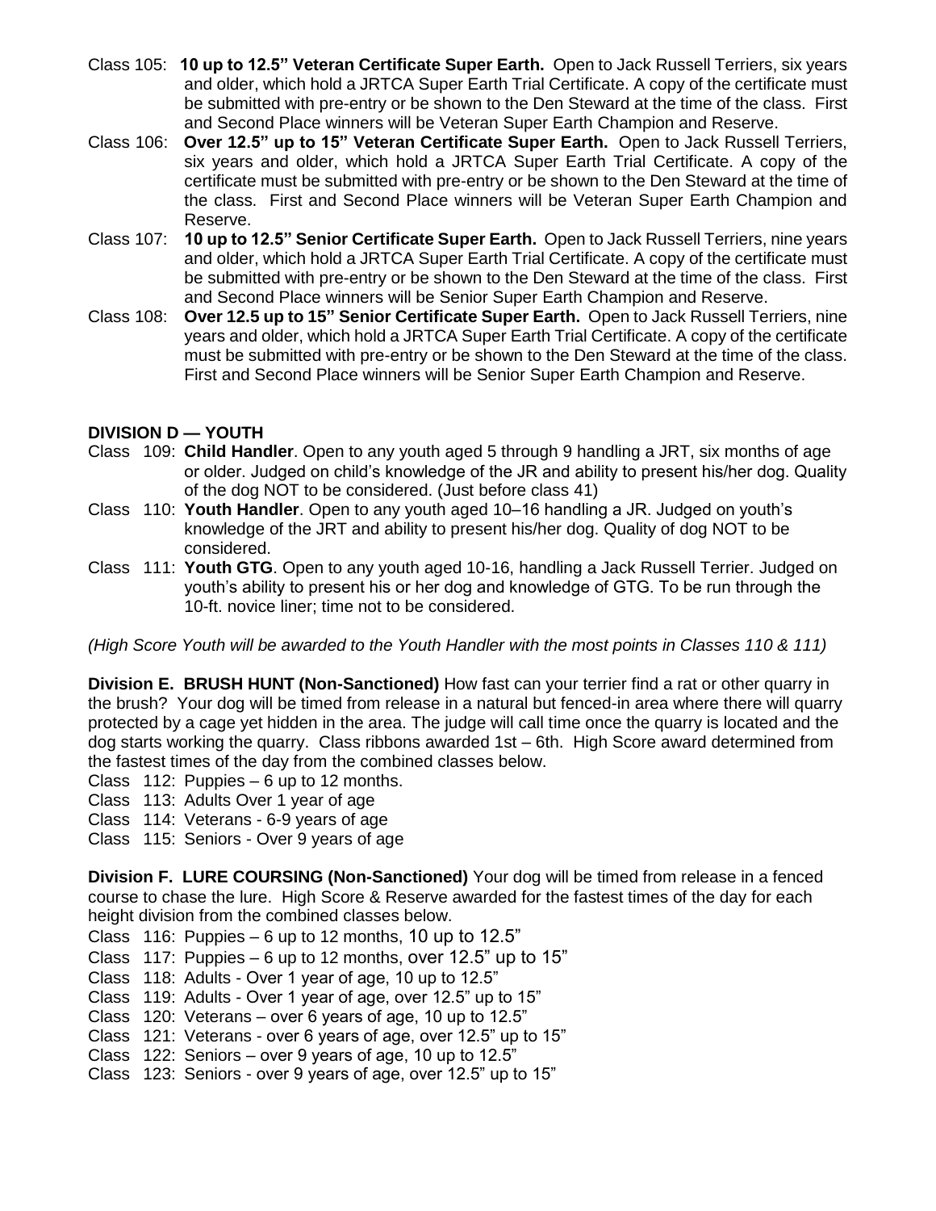Class 105: **10 up to 12.5" Veteran Certificate Super Earth.** Open to Jack Russell Terriers, six years and older, which hold a JRTCA Super Earth Trial Certificate. A copy of the certificate must be submitted with pre-entry or be shown to the Den Steward at the time of the class. First and Second Place winners will be Veteran Super Earth Champion and Reserve.

Class 106: **Over 12.5" up to 15" Veteran Certificate Super Earth.** Open to Jack Russell Terriers, six years and older, which hold a JRTCA Super Earth Trial Certificate. A copy of the certificate must be submitted with pre-entry or be shown to the Den Steward at the time of the class. First and Second Place winners will be Veteran Super Earth Champion and Reserve.

Class 107: **10 up to 12.5" Senior Certificate Super Earth.** Open to Jack Russell Terriers, nine years and older, which hold a JRTCA Super Earth Trial Certificate. A copy of the certificate must be submitted with pre-entry or be shown to the Den Steward at the time of the class. First and Second Place winners will be Senior Super Earth Champion and Reserve.

Class 108: **Over 12.5 up to 15" Senior Certificate Super Earth.** Open to Jack Russell Terriers, nine years and older, which hold a JRTCA Super Earth Trial Certificate. A copy of the certificate must be submitted with pre-entry or be shown to the Den Steward at the time of the class. First and Second Place winners will be Senior Super Earth Champion and Reserve.

**DIVISION D — YOUTH**

Class 109: **Child Handler**. Open to any youth aged 5 through 9 handling a JRT, six months of age or older. Judged on child's knowledge of the JR and ability to present his/her dog. Quality of the dog NOT to be considered. (Just before class 41)

Class 110: **Youth Handler**. Open to any youth aged 10–16 handling a JR. Judged on youth's knowledge of the JRT and ability to present his/her dog. Quality of dog NOT to be considered.

Class 111: **Youth GTG**. Open to any youth aged 10-16, handling a Jack Russell Terrier. Judged on youth's ability to present his or her dog and knowledge of GTG. To be run through the 10-ft. novice liner; time not to be considered.

*(High Score Youth will be awarded to the Youth Handler with the most points in Classes 110 & 111)*

**Division E. BRUSH HUNT (Non-Sanctioned)** How fast can your terrier find a rat or other quarry in the brush? Your dog will be timed from release in a natural but fenced-in area where there will quarry protected by a cage yet hidden in the area. The judge will call time once the quarry is located and the dog starts working the quarry. Class ribbons awarded 1st – 6th. High Score award determined from the fastest times of the day from the combined classes below.

Class 112: Puppies – 6 up to 12 months.
Class 113: Adults Over 1 year of age
Class 114: Veterans - 6-9 years of age
Class 115: Seniors - Over 9 years of age

**Division F. LURE COURSING (Non-Sanctioned)** Your dog will be timed from release in a fenced course to chase the lure. High Score & Reserve awarded for the fastest times of the day for each height division from the combined classes below.

Class 116: Puppies – 6 up to 12 months, 10 up to 12.5"
Class 117: Puppies – 6 up to 12 months, over 12.5" up to 15"
Class 118: Adults - Over 1 year of age, 10 up to 12.5"
Class 119: Adults - Over 1 year of age, over 12.5" up to 15"
Class 120: Veterans – over 6 years of age, 10 up to 12.5"
Class 121: Veterans - over 6 years of age, over 12.5" up to 15"
Class 122: Seniors – over 9 years of age, 10 up to 12.5"
Class 123: Seniors - over 9 years of age, over 12.5" up to 15"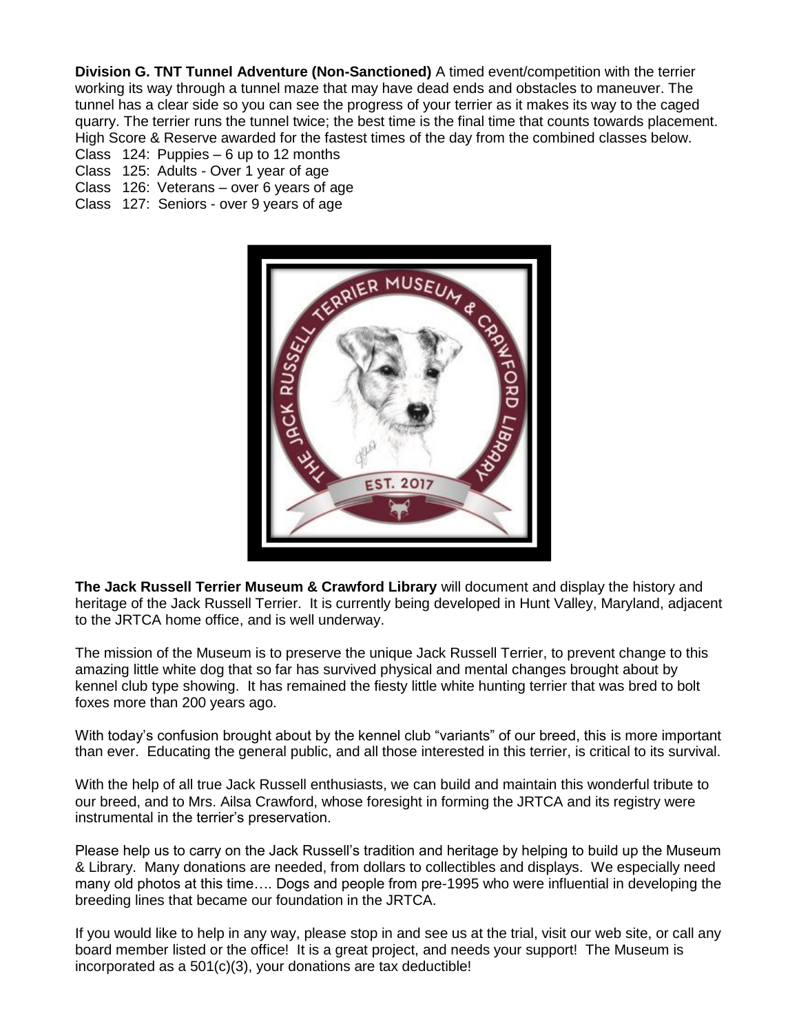**Division G. TNT Tunnel Adventure (Non-Sanctioned)** A timed event/competition with the terrier working its way through a tunnel maze that may have dead ends and obstacles to maneuver. The tunnel has a clear side so you can see the progress of your terrier as it makes its way to the caged quarry. The terrier runs the tunnel twice; the best time is the final time that counts towards placement. High Score & Reserve awarded for the fastest times of the day from the combined classes below.

Class 124: Puppies – 6 up to 12 months
Class 125: Adults - Over 1 year of age
Class 126: Veterans – over 6 years of age
Class 127: Seniors - over 9 years of age

**The Jack Russell Terrier Museum & Crawford Library** will document and display the history and heritage of the Jack Russell Terrier. It is currently being developed in Hunt Valley, Maryland, adjacent to the JRTCA home office, and is well underway.

The mission of the Museum is to preserve the unique Jack Russell Terrier, to prevent change to this amazing little white dog that so far has survived physical and mental changes brought about by kennel club type showing. It has remained the fiesty little white hunting terrier that was bred to bolt foxes more than 200 years ago.

With today's confusion brought about by the kennel club "variants" of our breed, this is more important than ever. Educating the general public, and all those interested in this terrier, is critical to its survival.

With the help of all true Jack Russell enthusiasts, we can build and maintain this wonderful tribute to our breed, and to Mrs. Ailsa Crawford, whose foresight in forming the JRTCA and its registry were instrumental in the terrier's preservation.

Please help us to carry on the Jack Russell's tradition and heritage by helping to build up the Museum & Library. Many donations are needed, from dollars to collectibles and displays. We especially need many old photos at this time…. Dogs and people from pre-1995 who were influential in developing the breeding lines that became our foundation in the JRTCA.

If you would like to help in any way, please stop in and see us at the trial, visit our web site, or call any board member listed or the office! It is a great project, and needs your support! The Museum is incorporated as a 501(c)(3), your donations are tax deductible!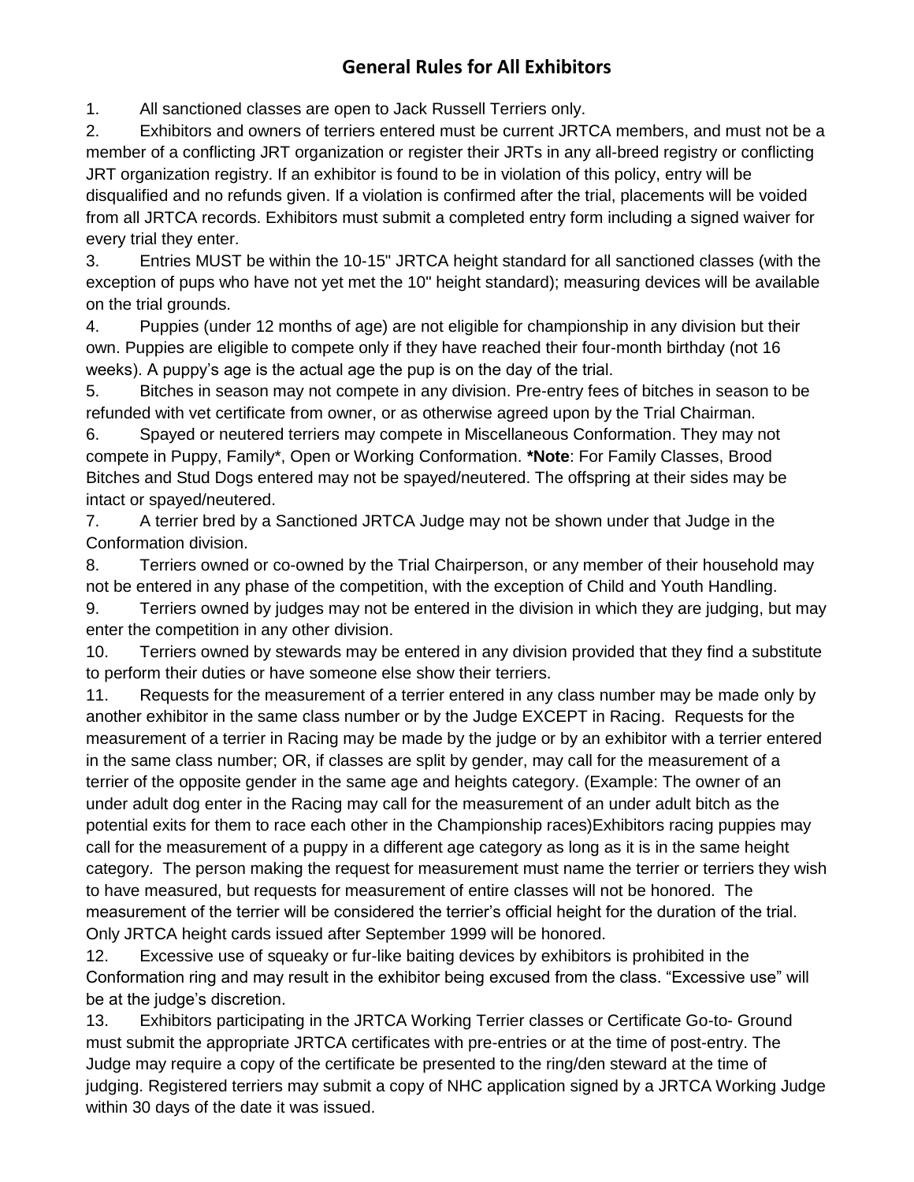## General Rules for All Exhibitors

1. All sanctioned classes are open to Jack Russell Terriers only.
2. Exhibitors and owners of terriers entered must be current JRTCA members, and must not be a member of a conflicting JRT organization or register their JRTs in any all-breed registry or conflicting JRT organization registry. If an exhibitor is found to be in violation of this policy, entry will be disqualified and no refunds given. If a violation is confirmed after the trial, placements will be voided from all JRTCA records. Exhibitors must submit a completed entry form including a signed waiver for every trial they enter.
3. Entries MUST be within the 10-15" JRTCA height standard for all sanctioned classes (with the exception of pups who have not yet met the 10" height standard); measuring devices will be available on the trial grounds.
4. Puppies (under 12 months of age) are not eligible for championship in any division but their own. Puppies are eligible to compete only if they have reached their four-month birthday (not 16 weeks). A puppy's age is the actual age the pup is on the day of the trial.
5. Bitches in season may not compete in any division. Pre-entry fees of bitches in season to be refunded with vet certificate from owner, or as otherwise agreed upon by the Trial Chairman.
6. Spayed or neutered terriers may compete in Miscellaneous Conformation. They may not compete in Puppy, Family*, Open or Working Conformation. ***Note**: For Family Classes, Brood Bitches and Stud Dogs entered may not be spayed/neutered. The offspring at their sides may be intact or spayed/neutered.
7. A terrier bred by a Sanctioned JRTCA Judge may not be shown under that Judge in the Conformation division.
8. Terriers owned or co-owned by the Trial Chairperson, or any member of their household may not be entered in any phase of the competition, with the exception of Child and Youth Handling.
9. Terriers owned by judges may not be entered in the division in which they are judging, but may enter the competition in any other division.
10. Terriers owned by stewards may be entered in any division provided that they find a substitute to perform their duties or have someone else show their terriers.
11. Requests for the measurement of a terrier entered in any class number may be made only by another exhibitor in the same class number or by the Judge EXCEPT in Racing. Requests for the measurement of a terrier in Racing may be made by the judge or by an exhibitor with a terrier entered in the same class number; OR, if classes are split by gender, may call for the measurement of a terrier of the opposite gender in the same age and heights category. (Example: The owner of an under adult dog enter in the Racing may call for the measurement of an under adult bitch as the potential exits for them to race each other in the Championship races)Exhibitors racing puppies may call for the measurement of a puppy in a different age category as long as it is in the same height category. The person making the request for measurement must name the terrier or terriers they wish to have measured, but requests for measurement of entire classes will not be honored. The measurement of the terrier will be considered the terrier's official height for the duration of the trial. Only JRTCA height cards issued after September 1999 will be honored.
12. Excessive use of squeaky or fur-like baiting devices by exhibitors is prohibited in the Conformation ring and may result in the exhibitor being excused from the class. "Excessive use" will be at the judge's discretion.
13. Exhibitors participating in the JRTCA Working Terrier classes or Certificate Go-to- Ground must submit the appropriate JRTCA certificates with pre-entries or at the time of post-entry. The Judge may require a copy of the certificate be presented to the ring/den steward at the time of judging. Registered terriers may submit a copy of NHC application signed by a JRTCA Working Judge within 30 days of the date it was issued.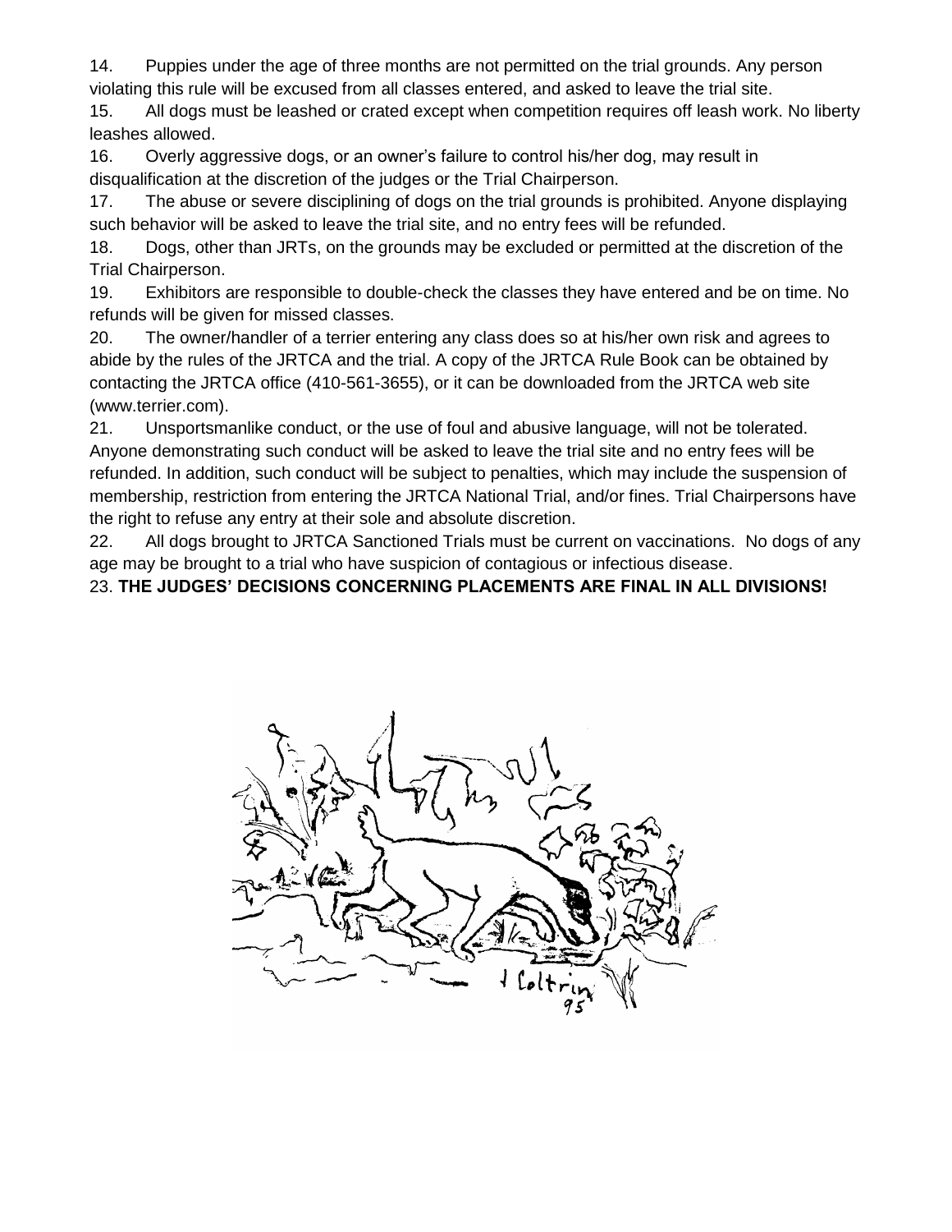14. Puppies under the age of three months are not permitted on the trial grounds. Any person violating this rule will be excused from all classes entered, and asked to leave the trial site.

15. All dogs must be leashed or crated except when competition requires off leash work. No liberty leashes allowed.

16. Overly aggressive dogs, or an owner's failure to control his/her dog, may result in disqualification at the discretion of the judges or the Trial Chairperson.

17. The abuse or severe disciplining of dogs on the trial grounds is prohibited. Anyone displaying such behavior will be asked to leave the trial site, and no entry fees will be refunded.

18. Dogs, other than JRTs, on the grounds may be excluded or permitted at the discretion of the Trial Chairperson.

19. Exhibitors are responsible to double-check the classes they have entered and be on time. No refunds will be given for missed classes.

20. The owner/handler of a terrier entering any class does so at his/her own risk and agrees to abide by the rules of the JRTCA and the trial. A copy of the JRTCA Rule Book can be obtained by contacting the JRTCA office (410-561-3655), or it can be downloaded from the JRTCA web site (www.terrier.com).

21. Unsportsmanlike conduct, or the use of foul and abusive language, will not be tolerated. Anyone demonstrating such conduct will be asked to leave the trial site and no entry fees will be refunded. In addition, such conduct will be subject to penalties, which may include the suspension of membership, restriction from entering the JRTCA National Trial, and/or fines. Trial Chairpersons have the right to refuse any entry at their sole and absolute discretion.

22. All dogs brought to JRTCA Sanctioned Trials must be current on vaccinations. No dogs of any age may be brought to a trial who have suspicion of contagious or infectious disease.

23. **THE JUDGES' DECISIONS CONCERNING PLACEMENTS ARE FINAL IN ALL DIVISIONS!**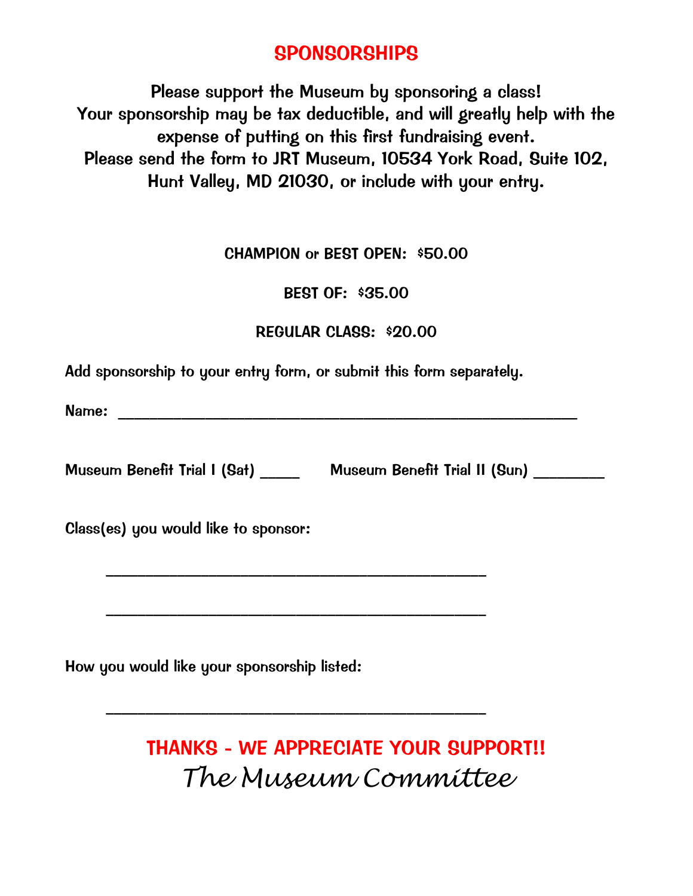# SPONSORSHIPS

**Please support the Museum by sponsoring a class!**
**Your sponsorship may be tax deductible, and will greatly help with the expense of putting on this first fundraising event.**
**Please send the form to JRT Museum, 10534 York Road, Suite 102, Hunt Valley, MD 21030, or include with your entry.**

**CHAMPION or BEST OPEN: $50.00**

**BEST OF: $35.00**

**REGULAR CLASS: $20.00**

Add sponsorship to your entry form, or submit this form separately.

Name: ____________________________________________________________

Museum Benefit Trial I (Sat) _____ Museum Benefit Trial II (Sun) ________

Class(es) you would like to sponsor:

__________________________________________________

__________________________________________________

How you would like your sponsorship listed:

__________________________________________________

**THANKS - WE APPRECIATE YOUR SUPPORT!!**

*The Museum Committee*